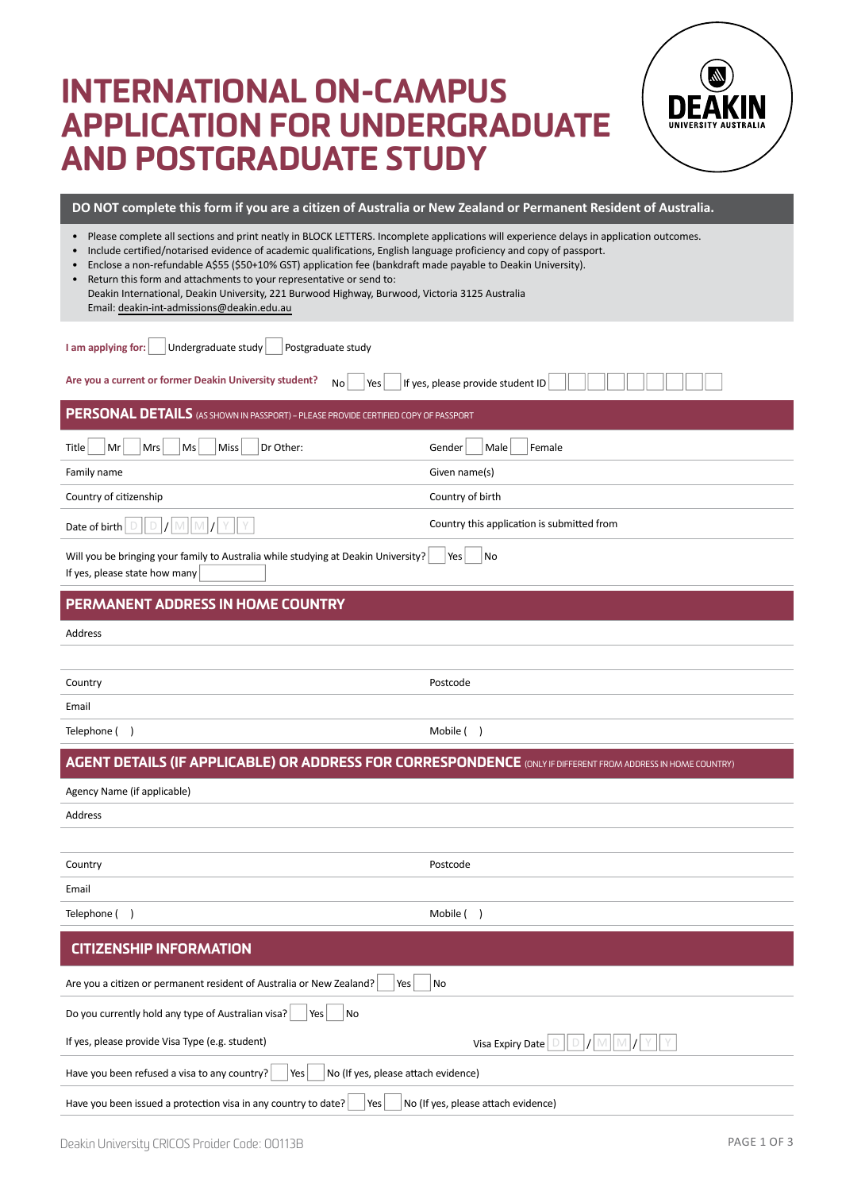# INTERNATIONAL ON-CAMPUS APPLICATION FOR UNDERGRADUATE AND POSTGRADUATE STUDY

DEAKIN UNIVERSITY AUSTRALIA

**DO NOT complete this form if you are a citizen of Australia or New Zealand or Permanent Resident of Australia.**

- Please complete all sections and print neatly in BLOCK LETTERS. Incomplete applications will experience delays in application outcomes.
- Include certified/notarised evidence of academic qualifications, English language proficiency and copy of passport.
- Enclose a non-refundable A$55 ($50+10% GST) application fee (bankdraft made payable to Deakin University).
- Return this form and attachments to your representative or send to:
  Deakin International, Deakin University, 221 Burwood Highway, Burwood, Victoria 3125 Australia
  Email: deakin-int-admissions@deakin.edu.au

**I am applying for:** ☐ Undergraduate study ☐ Postgraduate study

**Are you a current or former Deakin University student?** No ☐ Yes ☐ If yes, please provide student ID ☐☐☐☐☐☐☐☐☐

## PERSONAL DETAILS (AS SHOWN IN PASSPORT) – PLEASE PROVIDE CERTIFIED COPY OF PASSPORT

| | |
|---|---|
| Title ☐ Mr ☐ Mrs ☐ Ms ☐ Miss ☐ Dr Other: | Gender ☐ Male ☐ Female |
| Family name | Given name(s) |
| Country of citizenship | Country of birth |
| Date of birth D D / M M / Y Y | Country this application is submitted from |

Will you be bringing your family to Australia while studying at Deakin University? ☐ Yes ☐ No
If yes, please state how many

## PERMANENT ADDRESS IN HOME COUNTRY

| | |
|---|---|
| Address | |
| | |
| Country | Postcode |
| Email | |
| Telephone ( ) | Mobile ( ) |

## AGENT DETAILS (IF APPLICABLE) OR ADDRESS FOR CORRESPONDENCE (ONLY IF DIFFERENT FROM ADDRESS IN HOME COUNTRY)

| | |
|---|---|
| Agency Name (if applicable) | |
| Address | |
| | |
| Country | Postcode |
| Email | |
| Telephone ( ) | Mobile ( ) |

## CITIZENSHIP INFORMATION

Are you a citizen or permanent resident of Australia or New Zealand? ☐ Yes ☐ No

Do you currently hold any type of Australian visa? ☐ Yes ☐ No

If yes, please provide Visa Type (e.g. student) Visa Expiry Date D D / M M / Y Y

Have you been refused a visa to any country? ☐ Yes ☐ No (If yes, please attach evidence)

Have you been issued a protection visa in any country to date? ☐ Yes ☐ No (If yes, please attach evidence)

Deakin University CRICOS Proider Code: 00113B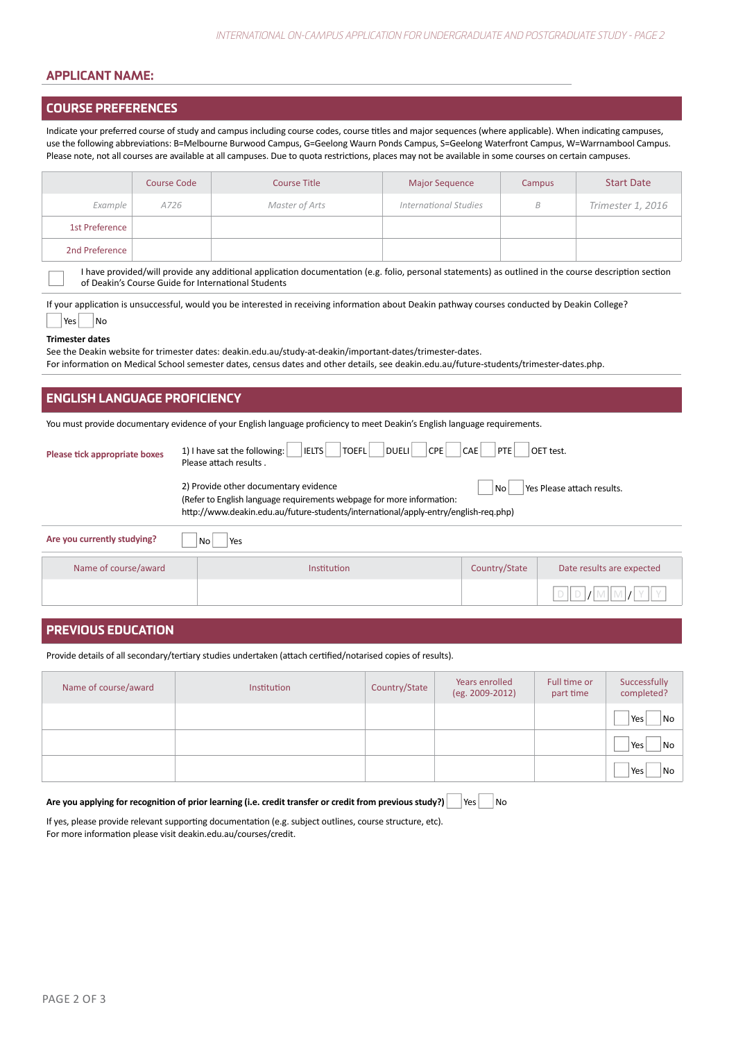**APPLICANT NAME:**

## COURSE PREFERENCES

Indicate your preferred course of study and campus including course codes, course titles and major sequences (where applicable). When indicating campuses, use the following abbreviations: B=Melbourne Burwood Campus, G=Geelong Waurn Ponds Campus, S=Geelong Waterfront Campus, W=Warrnambool Campus. Please note, not all courses are available at all campuses. Due to quota restrictions, places may not be available in some courses on certain campuses.

| | Course Code | Course Title | Major Sequence | Campus | Start Date |
|---|---|---|---|---|---|
| *Example* | *A726* | *Master of Arts* | *International Studies* | *B* | *Trimester 1, 2016* |
| 1st Preference | | | | | |
| 2nd Preference | | | | | |

☐ I have provided/will provide any additional application documentation (e.g. folio, personal statements) as outlined in the course description section of Deakin's Course Guide for International Students

If your application is unsuccessful, would you be interested in receiving information about Deakin pathway courses conducted by Deakin College?

☐ Yes ☐ No

**Trimester dates**

See the Deakin website for trimester dates: deakin.edu.au/study-at-deakin/important-dates/trimester-dates.
For information on Medical School semester dates, census dates and other details, see deakin.edu.au/future-students/trimester-dates.php.

## ENGLISH LANGUAGE PROFICIENCY

You must provide documentary evidence of your English language proficiency to meet Deakin's English language requirements.

**Please tick appropriate boxes**

1) I have sat the following: ☐ IELTS ☐ TOEFL ☐ DUELI ☐ CPE ☐ CAE ☐ PTE ☐ OET test.
Please attach results .

2) Provide other documentary evidence ☐ No ☐ Yes Please attach results.
(Refer to English language requirements webpage for more information:
http://www.deakin.edu.au/future-students/international/apply-entry/english-req.php)

**Are you currently studying?** ☐ No ☐ Yes

| Name of course/award | Institution | Country/State | Date results are expected |
|---|---|---|---|
| | | | D D / M M / Y Y |

## PREVIOUS EDUCATION

Provide details of all secondary/tertiary studies undertaken (attach certified/notarised copies of results).

| Name of course/award | Institution | Country/State | Years enrolled (eg. 2009-2012) | Full time or part time | Successfully completed? |
|---|---|---|---|---|---|
| | | | | | ☐ Yes ☐ No |
| | | | | | ☐ Yes ☐ No |
| | | | | | ☐ Yes ☐ No |

**Are you applying for recognition of prior learning (i.e. credit transfer or credit from previous study?)** ☐ Yes ☐ No

If yes, please provide relevant supporting documentation (e.g. subject outlines, course structure, etc).
For more information please visit deakin.edu.au/courses/credit.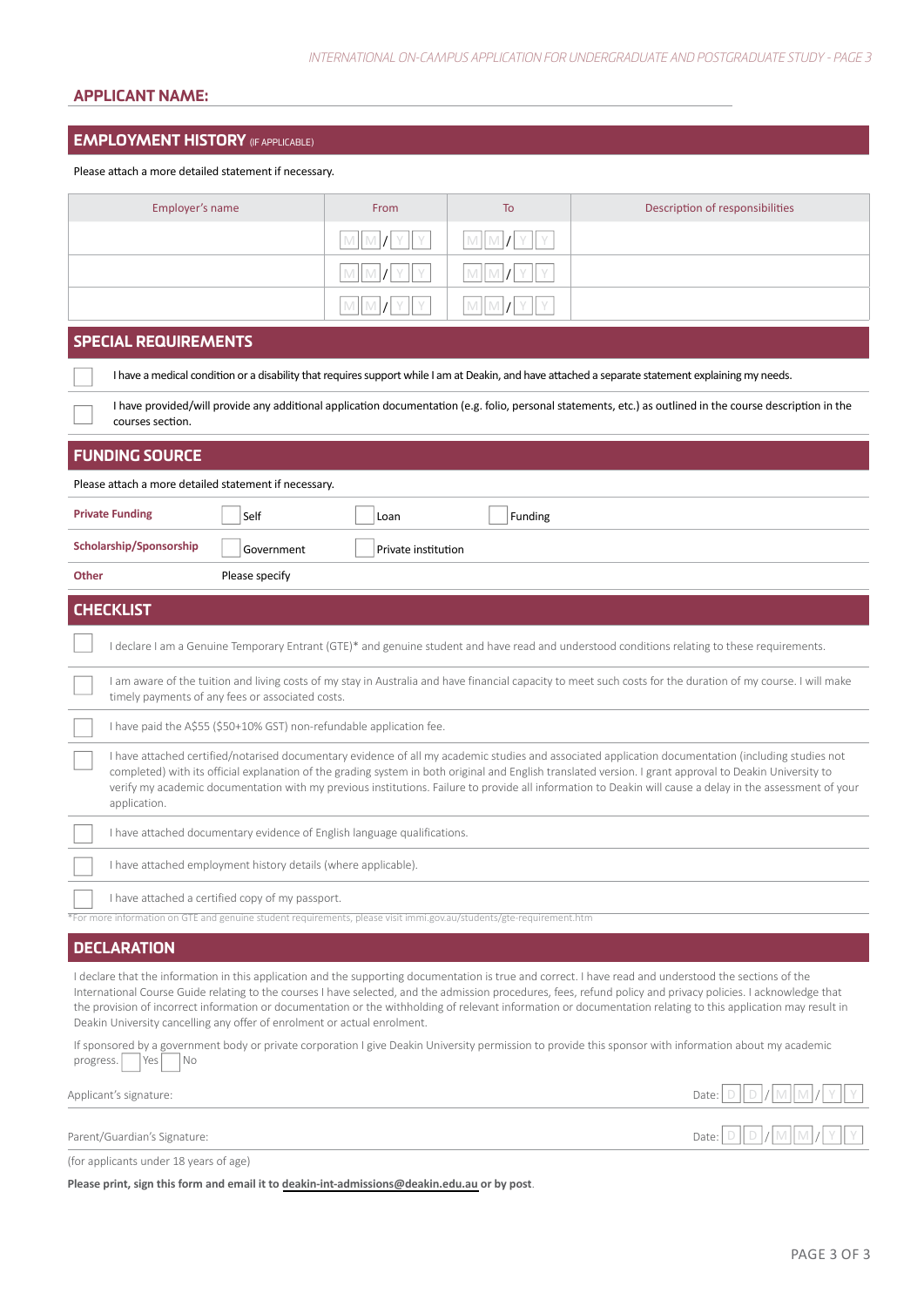**APPLICANT NAME:**

## EMPLOYMENT HISTORY (IF APPLICABLE)

Please attach a more detailed statement if necessary.

| Employer's name | From | To | Description of responsibilities |
|---|---|---|---|
| | MM/YY | MM/YY | |
| | MM/YY | MM/YY | |
| | MM/YY | MM/YY | |

## SPECIAL REQUIREMENTS

- ☐ I have a medical condition or a disability that requires support while I am at Deakin, and have attached a separate statement explaining my needs.
- ☐ I have provided/will provide any additional application documentation (e.g. folio, personal statements, etc.) as outlined in the course description in the courses section.

## FUNDING SOURCE

Please attach a more detailed statement if necessary.

| | | | |
|---|---|---|---|
| **Private Funding** | ☐ Self | ☐ Loan | ☐ Funding |
| **Scholarship/Sponsorship** | ☐ Government | ☐ Private institution | |
| **Other** | Please specify | | |

## CHECKLIST

- ☐ I declare I am a Genuine Temporary Entrant (GTE)* and genuine student and have read and understood conditions relating to these requirements.
- ☐ I am aware of the tuition and living costs of my stay in Australia and have financial capacity to meet such costs for the duration of my course. I will make timely payments of any fees or associated costs.
- ☐ I have paid the A$55 ($50+10% GST) non-refundable application fee.
- ☐ I have attached certified/notarised documentary evidence of all my academic studies and associated application documentation (including studies not completed) with its official explanation of the grading system in both original and English translated version. I grant approval to Deakin University to verify my academic documentation with my previous institutions. Failure to provide all information to Deakin will cause a delay in the assessment of your application.
- ☐ I have attached documentary evidence of English language qualifications.
- ☐ I have attached employment history details (where applicable).
- ☐ I have attached a certified copy of my passport.

*For more information on GTE and genuine student requirements, please visit immi.gov.au/students/gte-requirement.htm

## DECLARATION

I declare that the information in this application and the supporting documentation is true and correct. I have read and understood the sections of the International Course Guide relating to the courses I have selected, and the admission procedures, fees, refund policy and privacy policies. I acknowledge that the provision of incorrect information or documentation or the withholding of relevant information or documentation relating to this application may result in Deakin University cancelling any offer of enrolment or actual enrolment.

If sponsored by a government body or private corporation I give Deakin University permission to provide this sponsor with information about my academic progress. ☐ Yes ☐ No

Applicant's signature: Date: DD/MM/YY

Parent/Guardian's Signature: Date: DD/MM/YY

(for applicants under 18 years of age)

**Please print, sign this form and email it to deakin-int-admissions@deakin.edu.au or by post.**